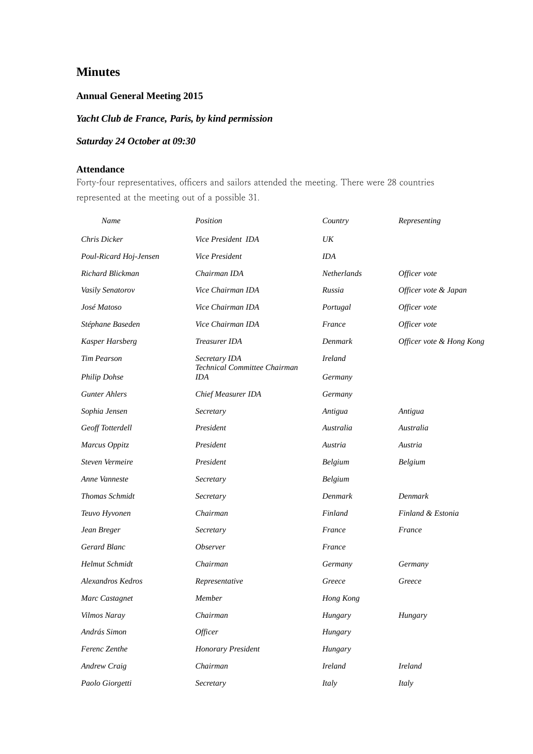# Minutes

### Annual General Meeting 2015

### *Yacht Club de France, Paris, by kind permission*

### *Saturday 24 October at 09:30*

### Attendance

Forty-four representatives, officers and sailors attended the meeting. There were 28 countries represented at the meeting out of a possible 31.

| *Name* | *Position* | *Country* | *Representing* |
|---|---|---|---|
| *Chris Dicker* | *Vice President IDA* | *UK* | |
| *Poul-Ricard Hoj-Jensen* | *Vice President* | *IDA* | |
| *Richard Blickman* | *Chairman IDA* | *Netherlands* | *Officer vote* |
| *Vasily Senatorov* | *Vice Chairman IDA* | *Russia* | *Officer vote & Japan* |
| *José Matoso* | *Vice Chairman IDA* | *Portugal* | *Officer vote* |
| *Stéphane Baseden* | *Vice Chairman IDA* | *France* | *Officer vote* |
| *Kasper Harsberg* | *Treasurer IDA* | *Denmark* | *Officer vote & Hong Kong* |
| *Tim Pearson* | *Secretary IDA* | *Ireland* | |
| *Philip Dohse* | *Technical Committee Chairman IDA* | *Germany* | |
| *Gunter Ahlers* | *Chief Measurer IDA* | *Germany* | |
| *Sophia Jensen* | *Secretary* | *Antigua* | *Antigua* |
| *Geoff Totterdell* | *President* | *Australia* | *Australia* |
| *Marcus Oppitz* | *President* | *Austria* | *Austria* |
| *Steven Vermeire* | *President* | *Belgium* | *Belgium* |
| *Anne Vanneste* | *Secretary* | *Belgium* | |
| *Thomas Schmidt* | *Secretary* | *Denmark* | *Denmark* |
| *Teuvo Hyvonen* | *Chairman* | *Finland* | *Finland & Estonia* |
| *Jean Breger* | *Secretary* | *France* | *France* |
| *Gerard Blanc* | *Observer* | *France* | |
| *Helmut Schmidt* | *Chairman* | *Germany* | *Germany* |
| *Alexandros Kedros* | *Representative* | *Greece* | *Greece* |
| *Marc Castagnet* | *Member* | *Hong Kong* | |
| *Vilmos Naray* | *Chairman* | *Hungary* | *Hungary* |
| *András Simon* | *Officer* | *Hungary* | |
| *Ferenc Zenthe* | *Honorary President* | *Hungary* | |
| *Andrew Craig* | *Chairman* | *Ireland* | *Ireland* |
| *Paolo Giorgetti* | *Secretary* | *Italy* | *Italy* |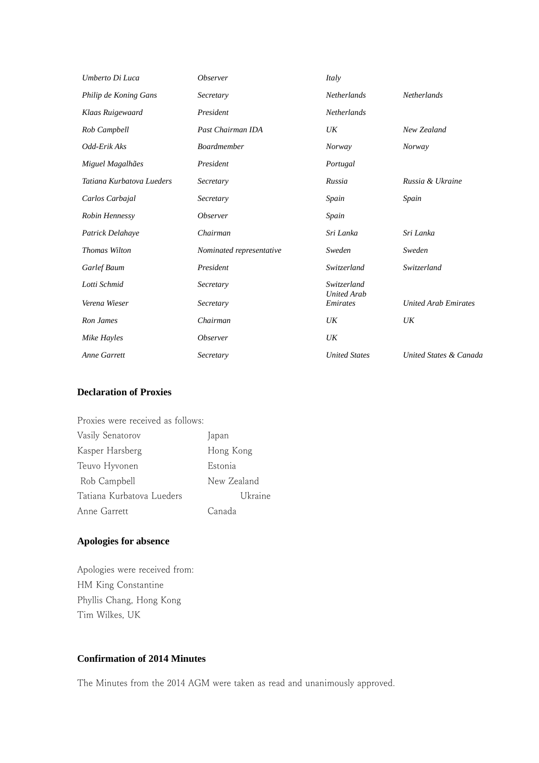| | | | |
|---|---|---|---|
| *Umberto Di Luca* | *Observer* | *Italy* | |
| *Philip de Koning Gans* | *Secretary* | *Netherlands* | *Netherlands* |
| *Klaas Ruigewaard* | *President* | *Netherlands* | |
| *Rob Campbell* | *Past Chairman IDA* | *UK* | *New Zealand* |
| *Odd-Erik Aks* | *Boardmember* | *Norway* | *Norway* |
| *Miguel Magalhães* | *President* | *Portugal* | |
| *Tatiana Kurbatova Lueders* | *Secretary* | *Russia* | *Russia & Ukraine* |
| *Carlos Carbajal* | *Secretary* | *Spain* | *Spain* |
| *Robin Hennessy* | *Observer* | *Spain* | |
| *Patrick Delahaye* | *Chairman* | *Sri Lanka* | *Sri Lanka* |
| *Thomas Wilton* | *Nominated representative* | *Sweden* | *Sweden* |
| *Garlef Baum* | *President* | *Switzerland* | *Switzerland* |
| *Lotti Schmid* | *Secretary* | *Switzerland* | |
| *Verena Wieser* | *Secretary* | *United Arab Emirates* | *United Arab Emirates* |
| *Ron James* | *Chairman* | *UK* | *UK* |
| *Mike Hayles* | *Observer* | *UK* | |
| *Anne Garrett* | *Secretary* | *United States* | *United States & Canada* |

**Declaration of Proxies**

Proxies were received as follows:

| | |
|---|---|
| Vasily Senatorov | Japan |
| Kasper Harsberg | Hong Kong |
| Teuvo Hyvonen | Estonia |
| Rob Campbell | New Zealand |
| Tatiana Kurbatova Lueders | Ukraine |
| Anne Garrett | Canada |

**Apologies for absence**

Apologies were received from:
HM King Constantine
Phyllis Chang, Hong Kong
Tim Wilkes, UK

**Confirmation of 2014 Minutes**

The Minutes from the 2014 AGM were taken as read and unanimously approved.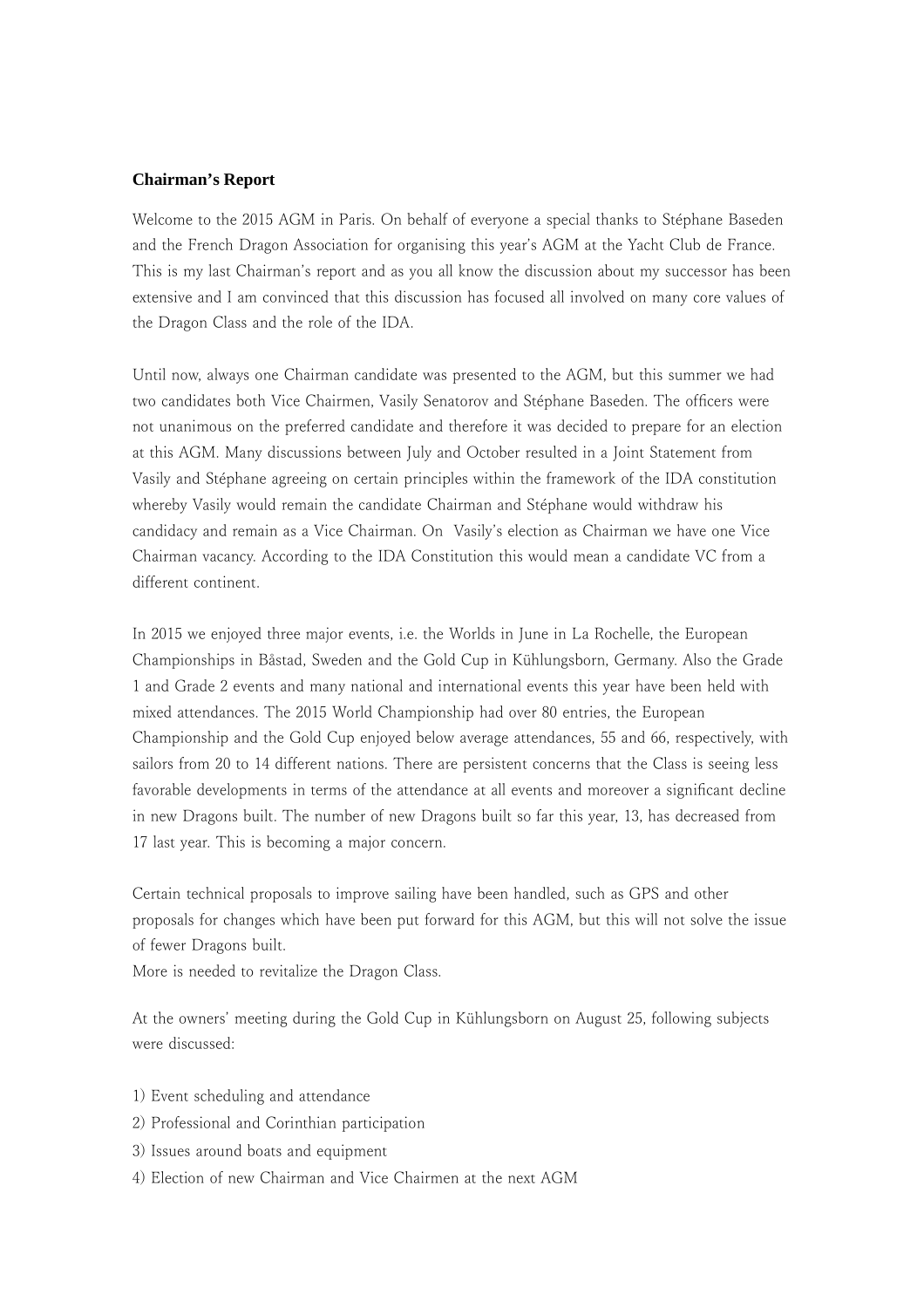## Chairman's Report

Welcome to the 2015 AGM in Paris. On behalf of everyone a special thanks to Stéphane Baseden and the French Dragon Association for organising this year's AGM at the Yacht Club de France. This is my last Chairman's report and as you all know the discussion about my successor has been extensive and I am convinced that this discussion has focused all involved on many core values of the Dragon Class and the role of the IDA.

Until now, always one Chairman candidate was presented to the AGM, but this summer we had two candidates both Vice Chairmen, Vasily Senatorov and Stéphane Baseden. The officers were not unanimous on the preferred candidate and therefore it was decided to prepare for an election at this AGM. Many discussions between July and October resulted in a Joint Statement from Vasily and Stéphane agreeing on certain principles within the framework of the IDA constitution whereby Vasily would remain the candidate Chairman and Stéphane would withdraw his candidacy and remain as a Vice Chairman. On Vasily's election as Chairman we have one Vice Chairman vacancy. According to the IDA Constitution this would mean a candidate VC from a different continent.

In 2015 we enjoyed three major events, i.e. the Worlds in June in La Rochelle, the European Championships in Båstad, Sweden and the Gold Cup in Kühlungsborn, Germany. Also the Grade 1 and Grade 2 events and many national and international events this year have been held with mixed attendances. The 2015 World Championship had over 80 entries, the European Championship and the Gold Cup enjoyed below average attendances, 55 and 66, respectively, with sailors from 20 to 14 different nations. There are persistent concerns that the Class is seeing less favorable developments in terms of the attendance at all events and moreover a significant decline in new Dragons built. The number of new Dragons built so far this year, 13, has decreased from 17 last year. This is becoming a major concern.

Certain technical proposals to improve sailing have been handled, such as GPS and other proposals for changes which have been put forward for this AGM, but this will not solve the issue of fewer Dragons built.
More is needed to revitalize the Dragon Class.

At the owners' meeting during the Gold Cup in Kühlungsborn on August 25, following subjects were discussed:

1) Event scheduling and attendance
2) Professional and Corinthian participation
3) Issues around boats and equipment
4) Election of new Chairman and Vice Chairmen at the next AGM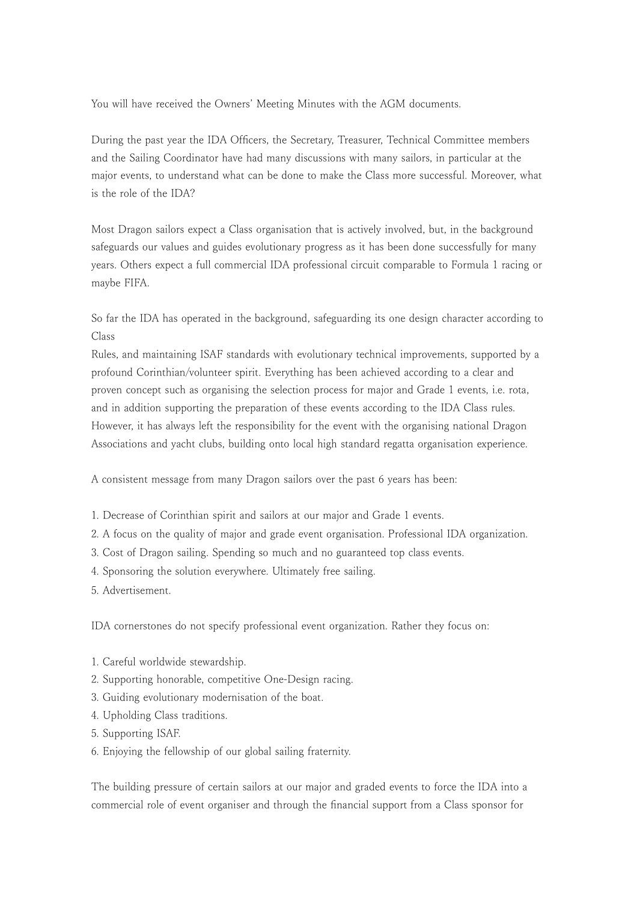You will have received the Owners' Meeting Minutes with the AGM documents.

During the past year the IDA Officers, the Secretary, Treasurer, Technical Committee members and the Sailing Coordinator have had many discussions with many sailors, in particular at the major events, to understand what can be done to make the Class more successful. Moreover, what is the role of the IDA?

Most Dragon sailors expect a Class organisation that is actively involved, but, in the background safeguards our values and guides evolutionary progress as it has been done successfully for many years. Others expect a full commercial IDA professional circuit comparable to Formula 1 racing or maybe FIFA.

So far the IDA has operated in the background, safeguarding its one design character according to Class
Rules, and maintaining ISAF standards with evolutionary technical improvements, supported by a profound Corinthian/volunteer spirit. Everything has been achieved according to a clear and proven concept such as organising the selection process for major and Grade 1 events, i.e. rota, and in addition supporting the preparation of these events according to the IDA Class rules. However, it has always left the responsibility for the event with the organising national Dragon Associations and yacht clubs, building onto local high standard regatta organisation experience.

A consistent message from many Dragon sailors over the past 6 years has been:

1. Decrease of Corinthian spirit and sailors at our major and Grade 1 events.
2. A focus on the quality of major and grade event organisation. Professional IDA organization.
3. Cost of Dragon sailing. Spending so much and no guaranteed top class events.
4. Sponsoring the solution everywhere. Ultimately free sailing.
5. Advertisement.

IDA cornerstones do not specify professional event organization. Rather they focus on:

1. Careful worldwide stewardship.
2. Supporting honorable, competitive One-Design racing.
3. Guiding evolutionary modernisation of the boat.
4. Upholding Class traditions.
5. Supporting ISAF.
6. Enjoying the fellowship of our global sailing fraternity.

The building pressure of certain sailors at our major and graded events to force the IDA into a commercial role of event organiser and through the financial support from a Class sponsor for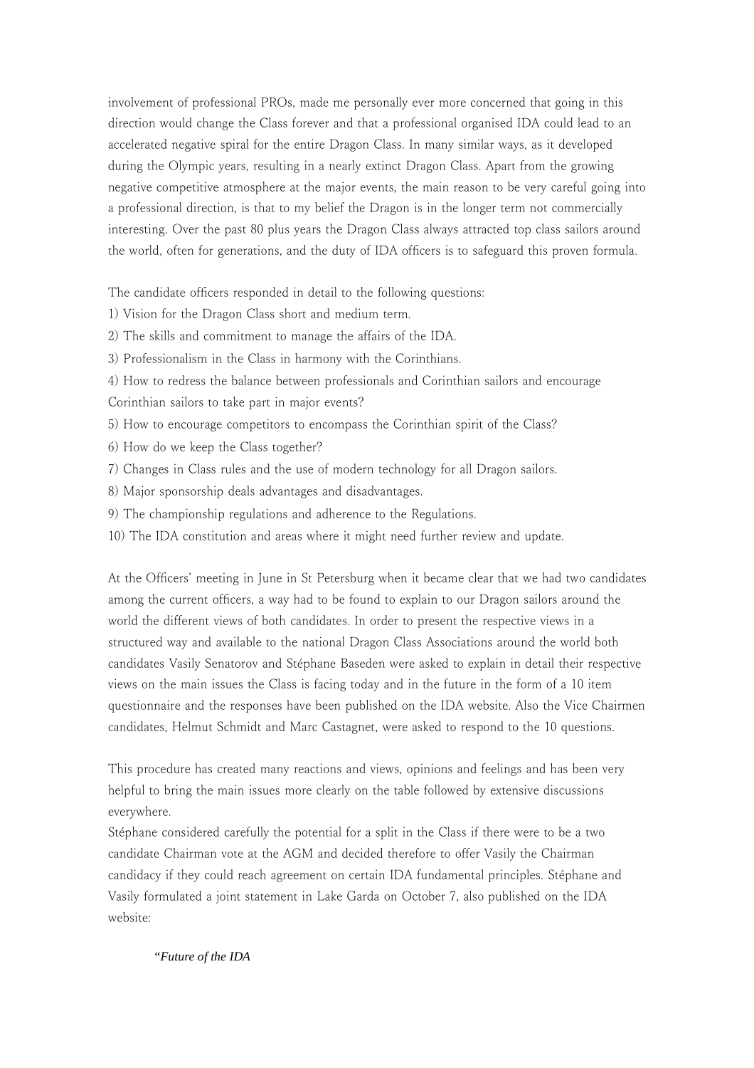involvement of professional PROs, made me personally ever more concerned that going in this direction would change the Class forever and that a professional organised IDA could lead to an accelerated negative spiral for the entire Dragon Class. In many similar ways, as it developed during the Olympic years, resulting in a nearly extinct Dragon Class. Apart from the growing negative competitive atmosphere at the major events, the main reason to be very careful going into a professional direction, is that to my belief the Dragon is in the longer term not commercially interesting. Over the past 80 plus years the Dragon Class always attracted top class sailors around the world, often for generations, and the duty of IDA officers is to safeguard this proven formula.

The candidate officers responded in detail to the following questions:

1) Vision for the Dragon Class short and medium term.
2) The skills and commitment to manage the affairs of the IDA.
3) Professionalism in the Class in harmony with the Corinthians.
4) How to redress the balance between professionals and Corinthian sailors and encourage Corinthian sailors to take part in major events?
5) How to encourage competitors to encompass the Corinthian spirit of the Class?
6) How do we keep the Class together?
7) Changes in Class rules and the use of modern technology for all Dragon sailors.
8) Major sponsorship deals advantages and disadvantages.
9) The championship regulations and adherence to the Regulations.
10) The IDA constitution and areas where it might need further review and update.

At the Officers' meeting in June in St Petersburg when it became clear that we had two candidates among the current officers, a way had to be found to explain to our Dragon sailors around the world the different views of both candidates. In order to present the respective views in a structured way and available to the national Dragon Class Associations around the world both candidates Vasily Senatorov and Stéphane Baseden were asked to explain in detail their respective views on the main issues the Class is facing today and in the future in the form of a 10 item questionnaire and the responses have been published on the IDA website. Also the Vice Chairmen candidates, Helmut Schmidt and Marc Castagnet, were asked to respond to the 10 questions.

This procedure has created many reactions and views, opinions and feelings and has been very helpful to bring the main issues more clearly on the table followed by extensive discussions everywhere.

Stéphane considered carefully the potential for a split in the Class if there were to be a two candidate Chairman vote at the AGM and decided therefore to offer Vasily the Chairman candidacy if they could reach agreement on certain IDA fundamental principles. Stéphane and Vasily formulated a joint statement in Lake Garda on October 7, also published on the IDA website:

> *"Future of the IDA*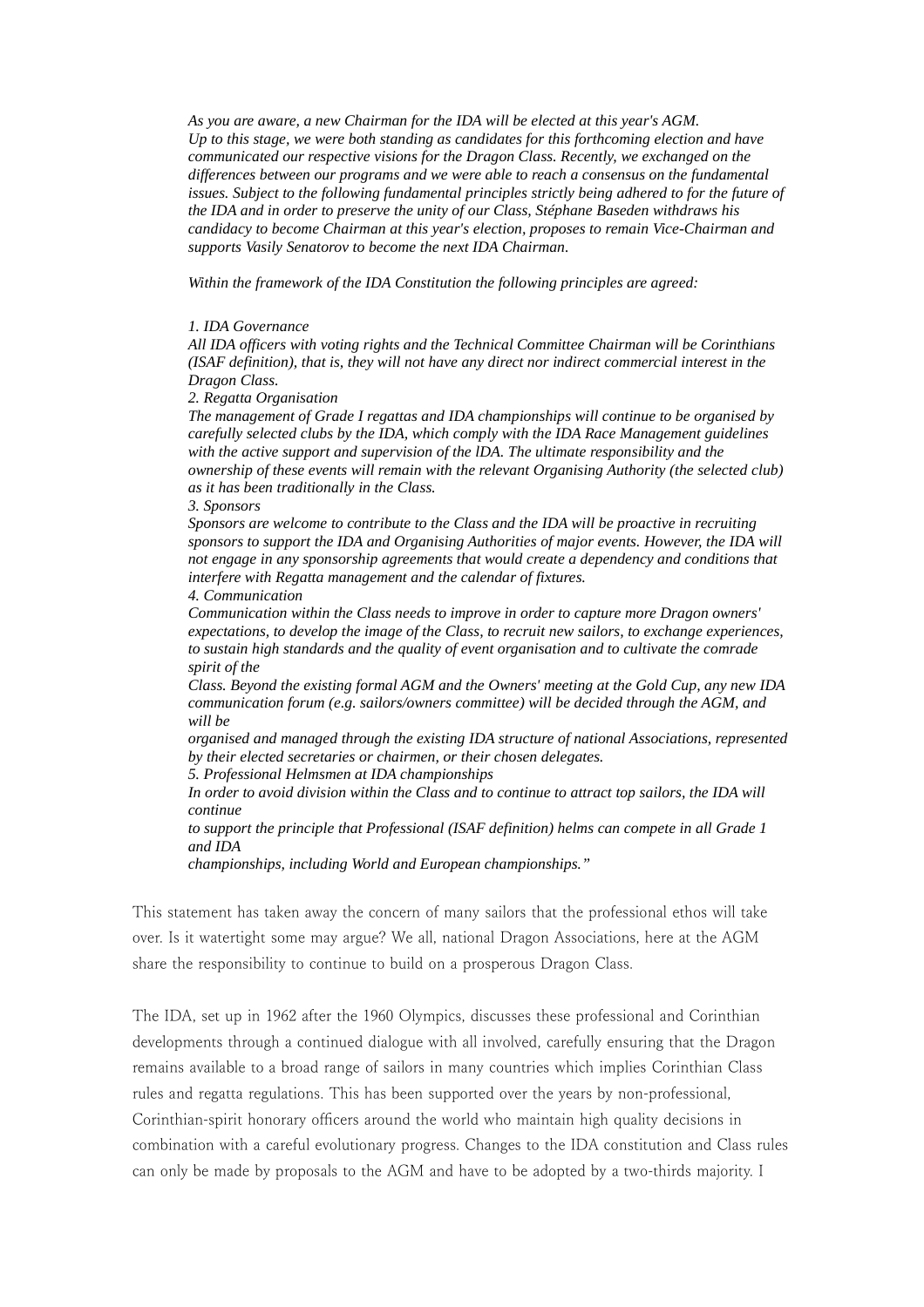*As you are aware, a new Chairman for the IDA will be elected at this year's AGM. Up to this stage, we were both standing as candidates for this forthcoming election and have communicated our respective visions for the Dragon Class. Recently, we exchanged on the differences between our programs and we were able to reach a consensus on the fundamental issues. Subject to the following fundamental principles strictly being adhered to for the future of the IDA and in order to preserve the unity of our Class, Stéphane Baseden withdraws his candidacy to become Chairman at this year's election, proposes to remain Vice-Chairman and supports Vasily Senatorov to become the next IDA Chairman.*

*Within the framework of the IDA Constitution the following principles are agreed:*

*1. IDA Governance*
*All IDA officers with voting rights and the Technical Committee Chairman will be Corinthians (ISAF definition), that is, they will not have any direct nor indirect commercial interest in the Dragon Class.*
*2. Regatta Organisation*
*The management of Grade I regattas and IDA championships will continue to be organised by carefully selected clubs by the IDA, which comply with the IDA Race Management guidelines with the active support and supervision of the lDA. The ultimate responsibility and the ownership of these events will remain with the relevant Organising Authority (the selected club) as it has been traditionally in the Class.*
*3. Sponsors*
*Sponsors are welcome to contribute to the Class and the IDA will be proactive in recruiting sponsors to support the IDA and Organising Authorities of major events. However, the IDA will not engage in any sponsorship agreements that would create a dependency and conditions that interfere with Regatta management and the calendar of fixtures.*
*4. Communication*
*Communication within the Class needs to improve in order to capture more Dragon owners' expectations, to develop the image of the Class, to recruit new sailors, to exchange experiences, to sustain high standards and the quality of event organisation and to cultivate the comrade spirit of the Class. Beyond the existing formal AGM and the Owners' meeting at the Gold Cup, any new IDA communication forum (e.g. sailors/owners committee) will be decided through the AGM, and will be organised and managed through the existing IDA structure of national Associations, represented by their elected secretaries or chairmen, or their chosen delegates.*
*5. Professional Helmsmen at IDA championships*
*In order to avoid division within the Class and to continue to attract top sailors, the IDA will continue to support the principle that Professional (ISAF definition) helms can compete in all Grade 1 and IDA championships, including World and European championships."*

This statement has taken away the concern of many sailors that the professional ethos will take over. Is it watertight some may argue? We all, national Dragon Associations, here at the AGM share the responsibility to continue to build on a prosperous Dragon Class.

The IDA, set up in 1962 after the 1960 Olympics, discusses these professional and Corinthian developments through a continued dialogue with all involved, carefully ensuring that the Dragon remains available to a broad range of sailors in many countries which implies Corinthian Class rules and regatta regulations. This has been supported over the years by non-professional, Corinthian-spirit honorary officers around the world who maintain high quality decisions in combination with a careful evolutionary progress. Changes to the IDA constitution and Class rules can only be made by proposals to the AGM and have to be adopted by a two-thirds majority. I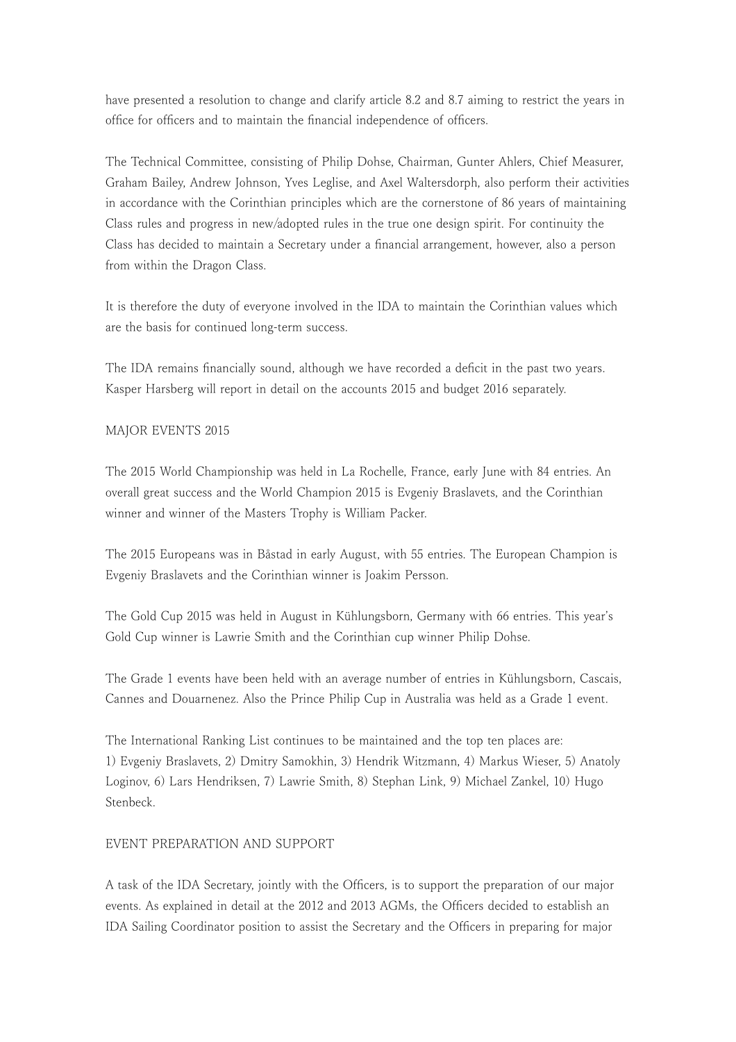have presented a resolution to change and clarify article 8.2 and 8.7 aiming to restrict the years in office for officers and to maintain the financial independence of officers.

The Technical Committee, consisting of Philip Dohse, Chairman, Gunter Ahlers, Chief Measurer, Graham Bailey, Andrew Johnson, Yves Leglise, and Axel Waltersdorph, also perform their activities in accordance with the Corinthian principles which are the cornerstone of 86 years of maintaining Class rules and progress in new/adopted rules in the true one design spirit. For continuity the Class has decided to maintain a Secretary under a financial arrangement, however, also a person from within the Dragon Class.

It is therefore the duty of everyone involved in the IDA to maintain the Corinthian values which are the basis for continued long-term success.

The IDA remains financially sound, although we have recorded a deficit in the past two years. Kasper Harsberg will report in detail on the accounts 2015 and budget 2016 separately.

## MAJOR EVENTS 2015

The 2015 World Championship was held in La Rochelle, France, early June with 84 entries. An overall great success and the World Champion 2015 is Evgeniy Braslavets, and the Corinthian winner and winner of the Masters Trophy is William Packer.

The 2015 Europeans was in Båstad in early August, with 55 entries. The European Champion is Evgeniy Braslavets and the Corinthian winner is Joakim Persson.

The Gold Cup 2015 was held in August in Kühlungsborn, Germany with 66 entries. This year's Gold Cup winner is Lawrie Smith and the Corinthian cup winner Philip Dohse.

The Grade 1 events have been held with an average number of entries in Kühlungsborn, Cascais, Cannes and Douarnenez. Also the Prince Philip Cup in Australia was held as a Grade 1 event.

The International Ranking List continues to be maintained and the top ten places are:
1) Evgeniy Braslavets, 2) Dmitry Samokhin, 3) Hendrik Witzmann, 4) Markus Wieser, 5) Anatoly Loginov, 6) Lars Hendriksen, 7) Lawrie Smith, 8) Stephan Link, 9) Michael Zankel, 10) Hugo Stenbeck.

## EVENT PREPARATION AND SUPPORT

A task of the IDA Secretary, jointly with the Officers, is to support the preparation of our major events. As explained in detail at the 2012 and 2013 AGMs, the Officers decided to establish an IDA Sailing Coordinator position to assist the Secretary and the Officers in preparing for major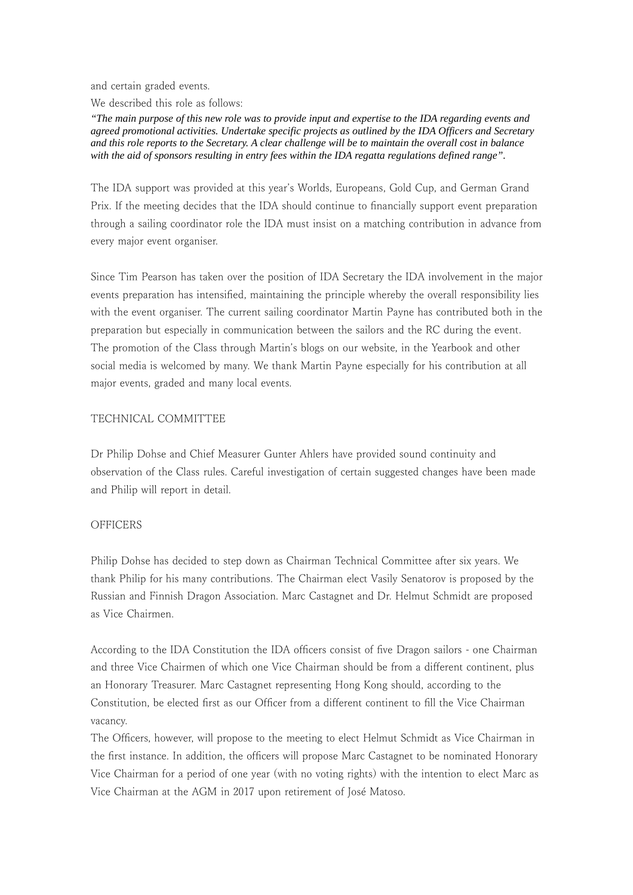and certain graded events.

We described this role as follows:

***"The main purpose of this new role was to provide input and expertise to the IDA regarding events and agreed promotional activities. Undertake specific projects as outlined by the IDA Officers and Secretary and this role reports to the Secretary. A clear challenge will be to maintain the overall cost in balance with the aid of sponsors resulting in entry fees within the IDA regatta regulations defined range".***

The IDA support was provided at this year's Worlds, Europeans, Gold Cup, and German Grand Prix. If the meeting decides that the IDA should continue to financially support event preparation through a sailing coordinator role the IDA must insist on a matching contribution in advance from every major event organiser.

Since Tim Pearson has taken over the position of IDA Secretary the IDA involvement in the major events preparation has intensified, maintaining the principle whereby the overall responsibility lies with the event organiser. The current sailing coordinator Martin Payne has contributed both in the preparation but especially in communication between the sailors and the RC during the event. The promotion of the Class through Martin's blogs on our website, in the Yearbook and other social media is welcomed by many. We thank Martin Payne especially for his contribution at all major events, graded and many local events.

## TECHNICAL COMMITTEE

Dr Philip Dohse and Chief Measurer Gunter Ahlers have provided sound continuity and observation of the Class rules. Careful investigation of certain suggested changes have been made and Philip will report in detail.

## OFFICERS

Philip Dohse has decided to step down as Chairman Technical Committee after six years. We thank Philip for his many contributions. The Chairman elect Vasily Senatorov is proposed by the Russian and Finnish Dragon Association. Marc Castagnet and Dr. Helmut Schmidt are proposed as Vice Chairmen.

According to the IDA Constitution the IDA officers consist of five Dragon sailors - one Chairman and three Vice Chairmen of which one Vice Chairman should be from a different continent, plus an Honorary Treasurer. Marc Castagnet representing Hong Kong should, according to the Constitution, be elected first as our Officer from a different continent to fill the Vice Chairman vacancy.

The Officers, however, will propose to the meeting to elect Helmut Schmidt as Vice Chairman in the first instance. In addition, the officers will propose Marc Castagnet to be nominated Honorary Vice Chairman for a period of one year (with no voting rights) with the intention to elect Marc as Vice Chairman at the AGM in 2017 upon retirement of José Matoso.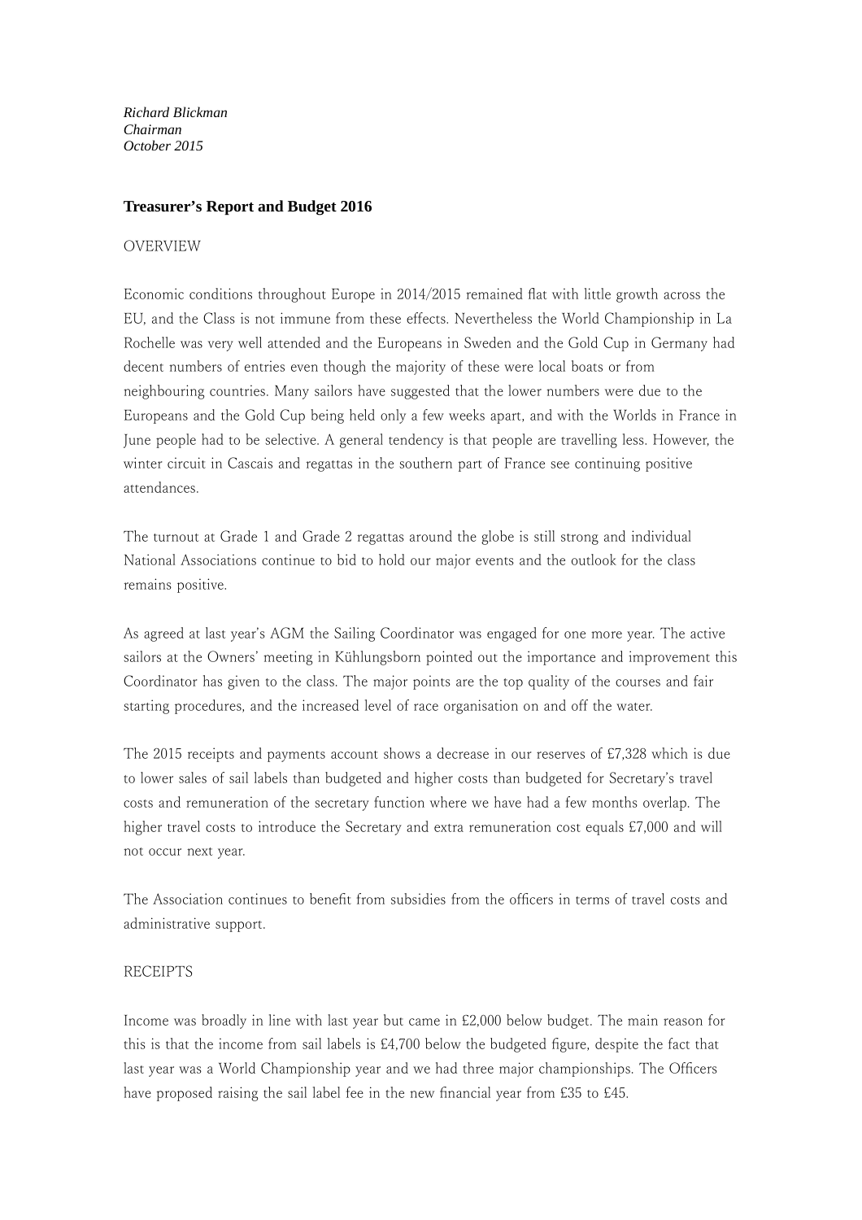*Richard Blickman*
*Chairman*
*October 2015*

## Treasurer's Report and Budget 2016

OVERVIEW

Economic conditions throughout Europe in 2014/2015 remained flat with little growth across the EU, and the Class is not immune from these effects. Nevertheless the World Championship in La Rochelle was very well attended and the Europeans in Sweden and the Gold Cup in Germany had decent numbers of entries even though the majority of these were local boats or from neighbouring countries. Many sailors have suggested that the lower numbers were due to the Europeans and the Gold Cup being held only a few weeks apart, and with the Worlds in France in June people had to be selective. A general tendency is that people are travelling less. However, the winter circuit in Cascais and regattas in the southern part of France see continuing positive attendances.

The turnout at Grade 1 and Grade 2 regattas around the globe is still strong and individual National Associations continue to bid to hold our major events and the outlook for the class remains positive.

As agreed at last year's AGM the Sailing Coordinator was engaged for one more year. The active sailors at the Owners' meeting in Kühlungsborn pointed out the importance and improvement this Coordinator has given to the class. The major points are the top quality of the courses and fair starting procedures, and the increased level of race organisation on and off the water.

The 2015 receipts and payments account shows a decrease in our reserves of £7,328 which is due to lower sales of sail labels than budgeted and higher costs than budgeted for Secretary's travel costs and remuneration of the secretary function where we have had a few months overlap. The higher travel costs to introduce the Secretary and extra remuneration cost equals £7,000 and will not occur next year.

The Association continues to benefit from subsidies from the officers in terms of travel costs and administrative support.

RECEIPTS

Income was broadly in line with last year but came in £2,000 below budget. The main reason for this is that the income from sail labels is £4,700 below the budgeted figure, despite the fact that last year was a World Championship year and we had three major championships. The Officers have proposed raising the sail label fee in the new financial year from £35 to £45.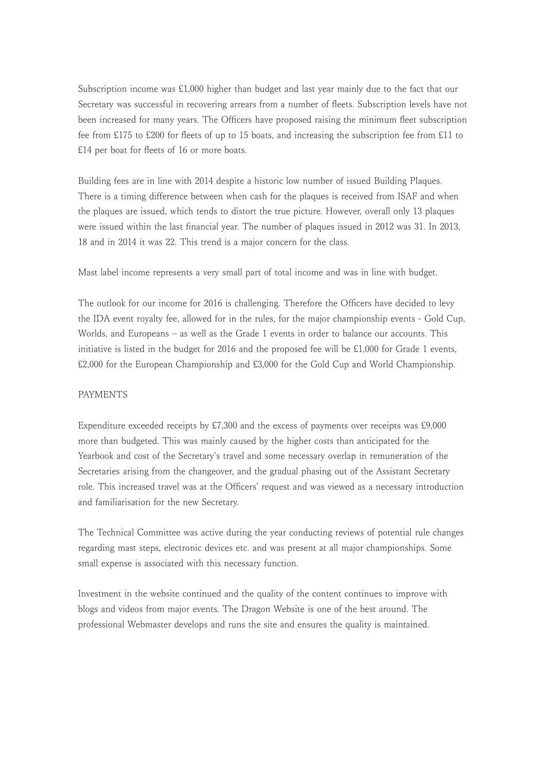Subscription income was £1,000 higher than budget and last year mainly due to the fact that our Secretary was successful in recovering arrears from a number of fleets. Subscription levels have not been increased for many years. The Officers have proposed raising the minimum fleet subscription fee from £175 to £200 for fleets of up to 15 boats, and increasing the subscription fee from £11 to £14 per boat for fleets of 16 or more boats.

Building fees are in line with 2014 despite a historic low number of issued Building Plaques. There is a timing difference between when cash for the plaques is received from ISAF and when the plaques are issued, which tends to distort the true picture. However, overall only 13 plaques were issued within the last financial year. The number of plaques issued in 2012 was 31. In 2013, 18 and in 2014 it was 22. This trend is a major concern for the class.

Mast label income represents a very small part of total income and was in line with budget.

The outlook for our income for 2016 is challenging. Therefore the Officers have decided to levy the IDA event royalty fee, allowed for in the rules, for the major championship events - Gold Cup, Worlds, and Europeans – as well as the Grade 1 events in order to balance our accounts. This initiative is listed in the budget for 2016 and the proposed fee will be £1,000 for Grade 1 events, £2,000 for the European Championship and £3,000 for the Gold Cup and World Championship.

## PAYMENTS

Expenditure exceeded receipts by £7,300 and the excess of payments over receipts was £9,000 more than budgeted. This was mainly caused by the higher costs than anticipated for the Yearbook and cost of the Secretary's travel and some necessary overlap in remuneration of the Secretaries arising from the changeover, and the gradual phasing out of the Assistant Secretary role. This increased travel was at the Officers' request and was viewed as a necessary introduction and familiarisation for the new Secretary.

The Technical Committee was active during the year conducting reviews of potential rule changes regarding mast steps, electronic devices etc. and was present at all major championships. Some small expense is associated with this necessary function.

Investment in the website continued and the quality of the content continues to improve with blogs and videos from major events. The Dragon Website is one of the best around. The professional Webmaster develops and runs the site and ensures the quality is maintained.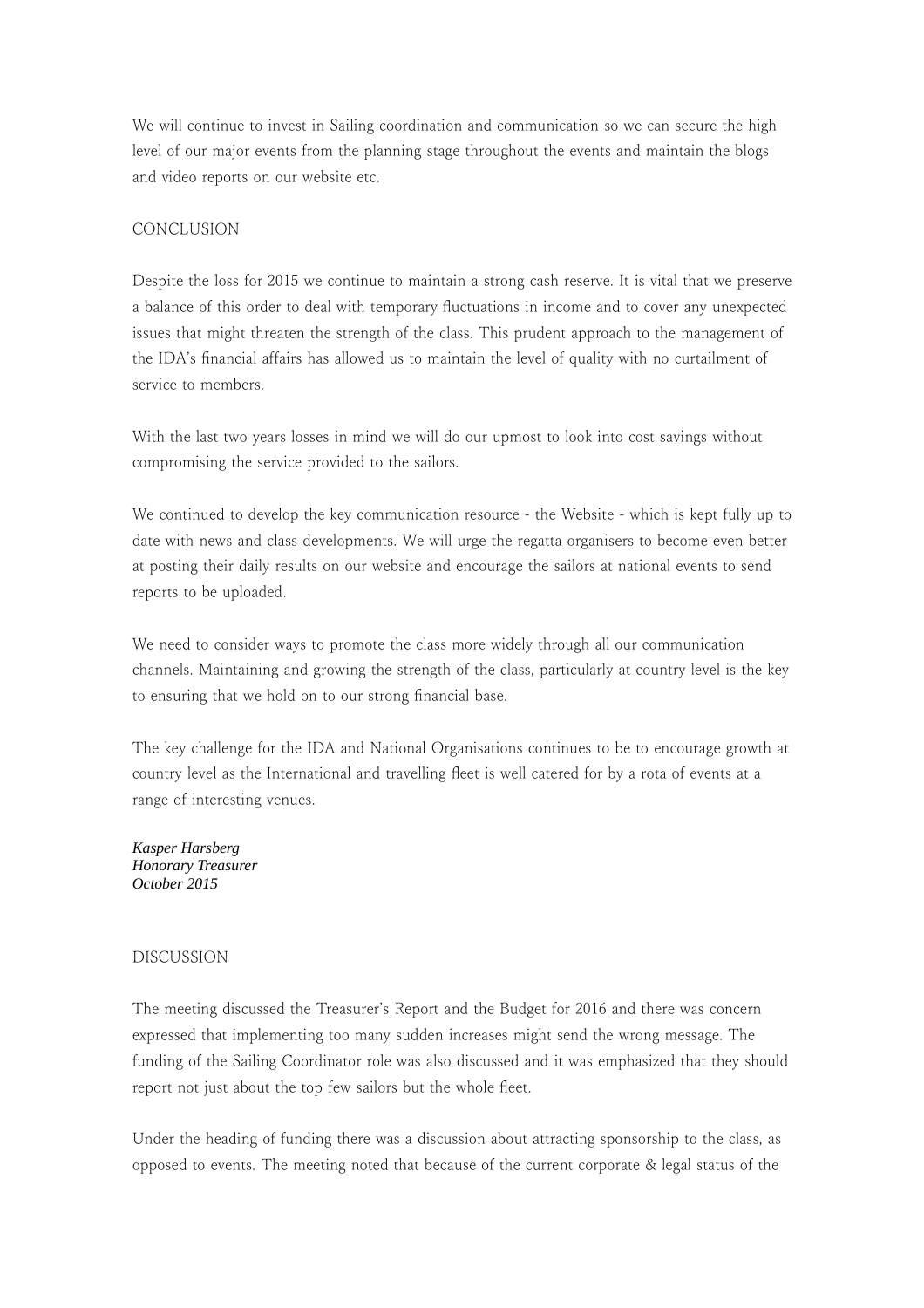We will continue to invest in Sailing coordination and communication so we can secure the high level of our major events from the planning stage throughout the events and maintain the blogs and video reports on our website etc.

## CONCLUSION

Despite the loss for 2015 we continue to maintain a strong cash reserve. It is vital that we preserve a balance of this order to deal with temporary fluctuations in income and to cover any unexpected issues that might threaten the strength of the class. This prudent approach to the management of the IDA's financial affairs has allowed us to maintain the level of quality with no curtailment of service to members.

With the last two years losses in mind we will do our upmost to look into cost savings without compromising the service provided to the sailors.

We continued to develop the key communication resource - the Website - which is kept fully up to date with news and class developments. We will urge the regatta organisers to become even better at posting their daily results on our website and encourage the sailors at national events to send reports to be uploaded.

We need to consider ways to promote the class more widely through all our communication channels. Maintaining and growing the strength of the class, particularly at country level is the key to ensuring that we hold on to our strong financial base.

The key challenge for the IDA and National Organisations continues to be to encourage growth at country level as the International and travelling fleet is well catered for by a rota of events at a range of interesting venues.

***Kasper Harsberg***
***Honorary Treasurer***
***October 2015***

## DISCUSSION

The meeting discussed the Treasurer's Report and the Budget for 2016 and there was concern expressed that implementing too many sudden increases might send the wrong message. The funding of the Sailing Coordinator role was also discussed and it was emphasized that they should report not just about the top few sailors but the whole fleet.

Under the heading of funding there was a discussion about attracting sponsorship to the class, as opposed to events. The meeting noted that because of the current corporate & legal status of the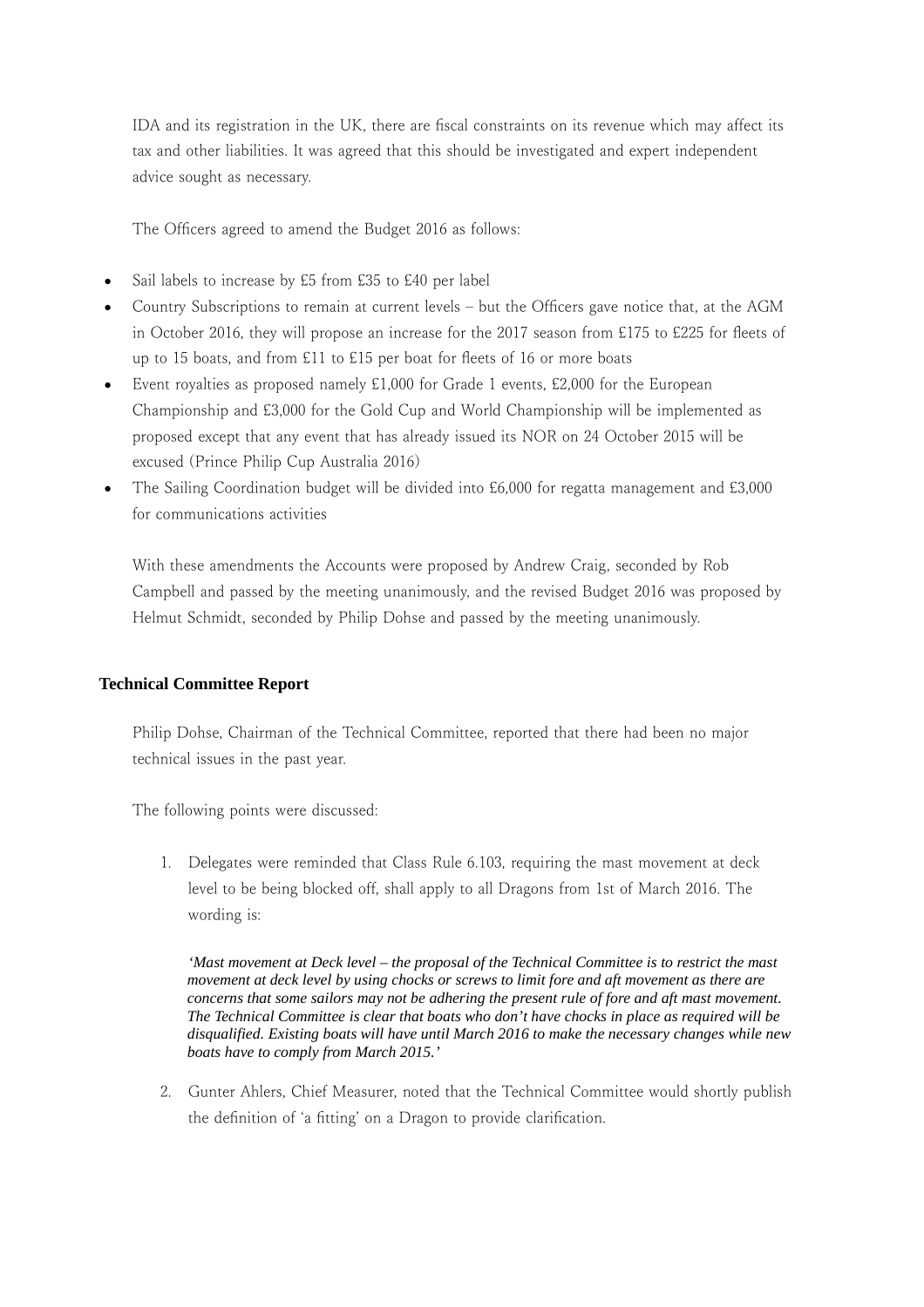IDA and its registration in the UK, there are fiscal constraints on its revenue which may affect its tax and other liabilities. It was agreed that this should be investigated and expert independent advice sought as necessary.

The Officers agreed to amend the Budget 2016 as follows:

- Sail labels to increase by £5 from £35 to £40 per label
- Country Subscriptions to remain at current levels – but the Officers gave notice that, at the AGM in October 2016, they will propose an increase for the 2017 season from £175 to £225 for fleets of up to 15 boats, and from £11 to £15 per boat for fleets of 16 or more boats
- Event royalties as proposed namely £1,000 for Grade 1 events, £2,000 for the European Championship and £3,000 for the Gold Cup and World Championship will be implemented as proposed except that any event that has already issued its NOR on 24 October 2015 will be excused (Prince Philip Cup Australia 2016)
- The Sailing Coordination budget will be divided into £6,000 for regatta management and £3,000 for communications activities

With these amendments the Accounts were proposed by Andrew Craig, seconded by Rob Campbell and passed by the meeting unanimously, and the revised Budget 2016 was proposed by Helmut Schmidt, seconded by Philip Dohse and passed by the meeting unanimously.

## Technical Committee Report

Philip Dohse, Chairman of the Technical Committee, reported that there had been no major technical issues in the past year.

The following points were discussed:

1. Delegates were reminded that Class Rule 6.103, requiring the mast movement at deck level to be being blocked off, shall apply to all Dragons from 1st of March 2016. The wording is:

   ***'Mast movement at Deck level – the proposal of the Technical Committee is to restrict the mast movement at deck level by using chocks or screws to limit fore and aft movement as there are concerns that some sailors may not be adhering the present rule of fore and aft mast movement. The Technical Committee is clear that boats who don't have chocks in place as required will be disqualified. Existing boats will have until March 2016 to make the necessary changes while new boats have to comply from March 2015.'***

2. Gunter Ahlers, Chief Measurer, noted that the Technical Committee would shortly publish the definition of 'a fitting' on a Dragon to provide clarification.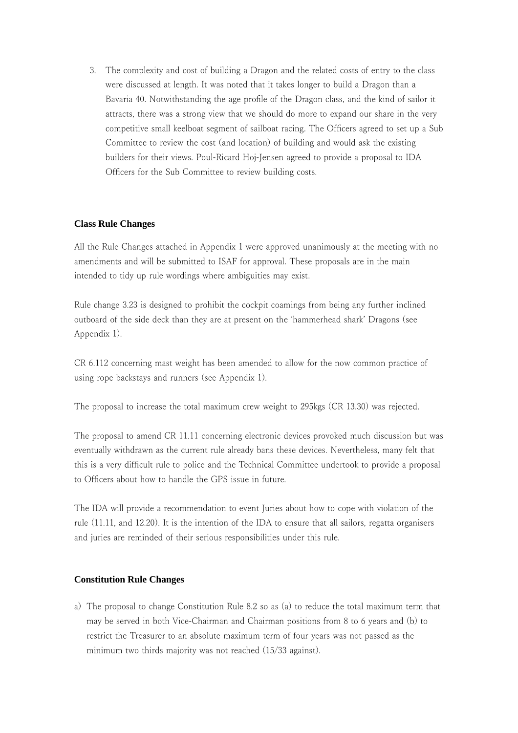3. The complexity and cost of building a Dragon and the related costs of entry to the class were discussed at length. It was noted that it takes longer to build a Dragon than a Bavaria 40. Notwithstanding the age profile of the Dragon class, and the kind of sailor it attracts, there was a strong view that we should do more to expand our share in the very competitive small keelboat segment of sailboat racing. The Officers agreed to set up a Sub Committee to review the cost (and location) of building and would ask the existing builders for their views. Poul-Ricard Hoj-Jensen agreed to provide a proposal to IDA Officers for the Sub Committee to review building costs.

**Class Rule Changes**

All the Rule Changes attached in Appendix 1 were approved unanimously at the meeting with no amendments and will be submitted to ISAF for approval. These proposals are in the main intended to tidy up rule wordings where ambiguities may exist.

Rule change 3.23 is designed to prohibit the cockpit coamings from being any further inclined outboard of the side deck than they are at present on the 'hammerhead shark' Dragons (see Appendix 1).

CR 6.112 concerning mast weight has been amended to allow for the now common practice of using rope backstays and runners (see Appendix 1).

The proposal to increase the total maximum crew weight to 295kgs (CR 13.30) was rejected.

The proposal to amend CR 11.11 concerning electronic devices provoked much discussion but was eventually withdrawn as the current rule already bans these devices. Nevertheless, many felt that this is a very difficult rule to police and the Technical Committee undertook to provide a proposal to Officers about how to handle the GPS issue in future.

The IDA will provide a recommendation to event Juries about how to cope with violation of the rule (11.11, and 12.20). It is the intention of the IDA to ensure that all sailors, regatta organisers and juries are reminded of their serious responsibilities under this rule.

**Constitution Rule Changes**

a) The proposal to change Constitution Rule 8.2 so as (a) to reduce the total maximum term that may be served in both Vice-Chairman and Chairman positions from 8 to 6 years and (b) to restrict the Treasurer to an absolute maximum term of four years was not passed as the minimum two thirds majority was not reached (15/33 against).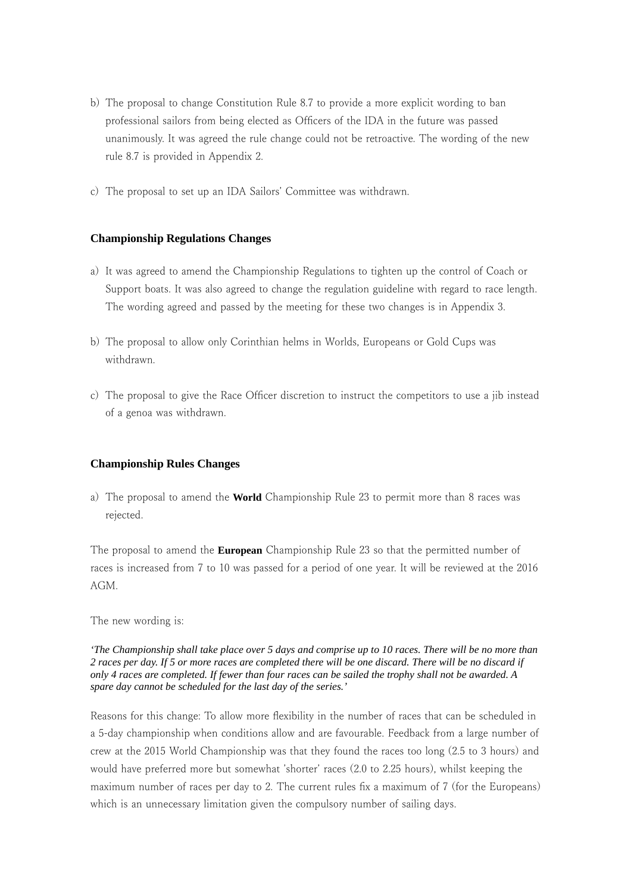b) The proposal to change Constitution Rule 8.7 to provide a more explicit wording to ban professional sailors from being elected as Officers of the IDA in the future was passed unanimously. It was agreed the rule change could not be retroactive. The wording of the new rule 8.7 is provided in Appendix 2.

c) The proposal to set up an IDA Sailors' Committee was withdrawn.

### Championship Regulations Changes

a) It was agreed to amend the Championship Regulations to tighten up the control of Coach or Support boats. It was also agreed to change the regulation guideline with regard to race length. The wording agreed and passed by the meeting for these two changes is in Appendix 3.

b) The proposal to allow only Corinthian helms in Worlds, Europeans or Gold Cups was withdrawn.

c) The proposal to give the Race Officer discretion to instruct the competitors to use a jib instead of a genoa was withdrawn.

### Championship Rules Changes

a) The proposal to amend the **World** Championship Rule 23 to permit more than 8 races was rejected.

The proposal to amend the **European** Championship Rule 23 so that the permitted number of races is increased from 7 to 10 was passed for a period of one year. It will be reviewed at the 2016 AGM.

The new wording is:

***'The Championship shall take place over 5 days and comprise up to 10 races. There will be no more than 2 races per day. If 5 or more races are completed there will be one discard. There will be no discard if only 4 races are completed. If fewer than four races can be sailed the trophy shall not be awarded. A spare day cannot be scheduled for the last day of the series.'***

Reasons for this change: To allow more flexibility in the number of races that can be scheduled in a 5-day championship when conditions allow and are favourable. Feedback from a large number of crew at the 2015 World Championship was that they found the races too long (2.5 to 3 hours) and would have preferred more but somewhat 'shorter' races (2.0 to 2.25 hours), whilst keeping the maximum number of races per day to 2. The current rules fix a maximum of 7 (for the Europeans) which is an unnecessary limitation given the compulsory number of sailing days.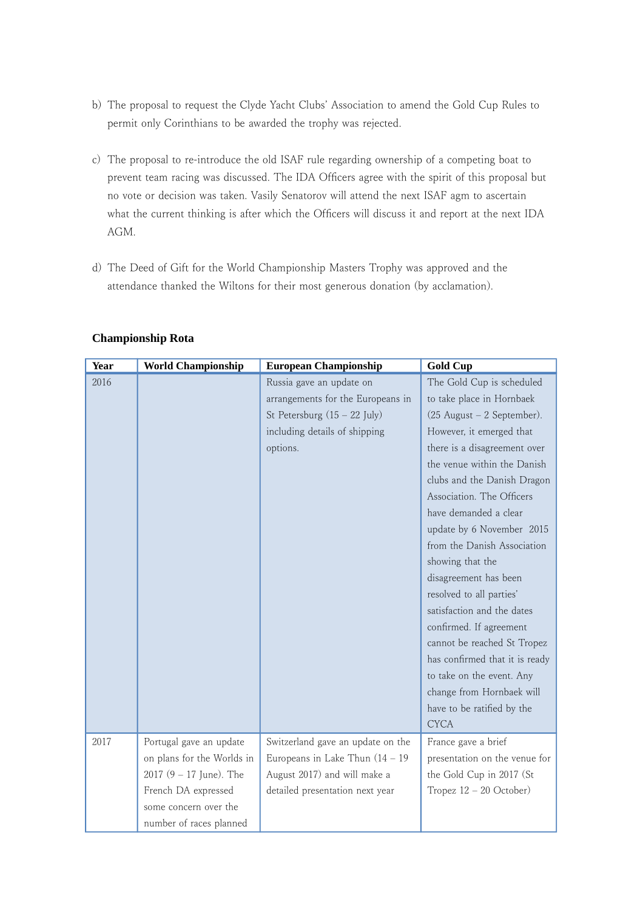b) The proposal to request the Clyde Yacht Clubs' Association to amend the Gold Cup Rules to permit only Corinthians to be awarded the trophy was rejected.

c) The proposal to re-introduce the old ISAF rule regarding ownership of a competing boat to prevent team racing was discussed. The IDA Officers agree with the spirit of this proposal but no vote or decision was taken. Vasily Senatorov will attend the next ISAF agm to ascertain what the current thinking is after which the Officers will discuss it and report at the next IDA AGM.

d) The Deed of Gift for the World Championship Masters Trophy was approved and the attendance thanked the Wiltons for their most generous donation (by acclamation).

**Championship Rota**

| Year | World Championship | European Championship | Gold Cup |
|---|---|---|---|
| 2016 | | Russia gave an update on arrangements for the Europeans in St Petersburg (15 – 22 July) including details of shipping options. | The Gold Cup is scheduled to take place in Hornbaek (25 August – 2 September). However, it emerged that there is a disagreement over the venue within the Danish clubs and the Danish Dragon Association. The Officers have demanded a clear update by 6 November 2015 from the Danish Association showing that the disagreement has been resolved to all parties' satisfaction and the dates confirmed. If agreement cannot be reached St Tropez has confirmed that it is ready to take on the event. Any change from Hornbaek will have to be ratified by the CYCA |
| 2017 | Portugal gave an update on plans for the Worlds in 2017 (9 – 17 June). The French DA expressed some concern over the number of races planned | Switzerland gave an update on the Europeans in Lake Thun (14 – 19 August 2017) and will make a detailed presentation next year | France gave a brief presentation on the venue for the Gold Cup in 2017 (St Tropez 12 – 20 October) |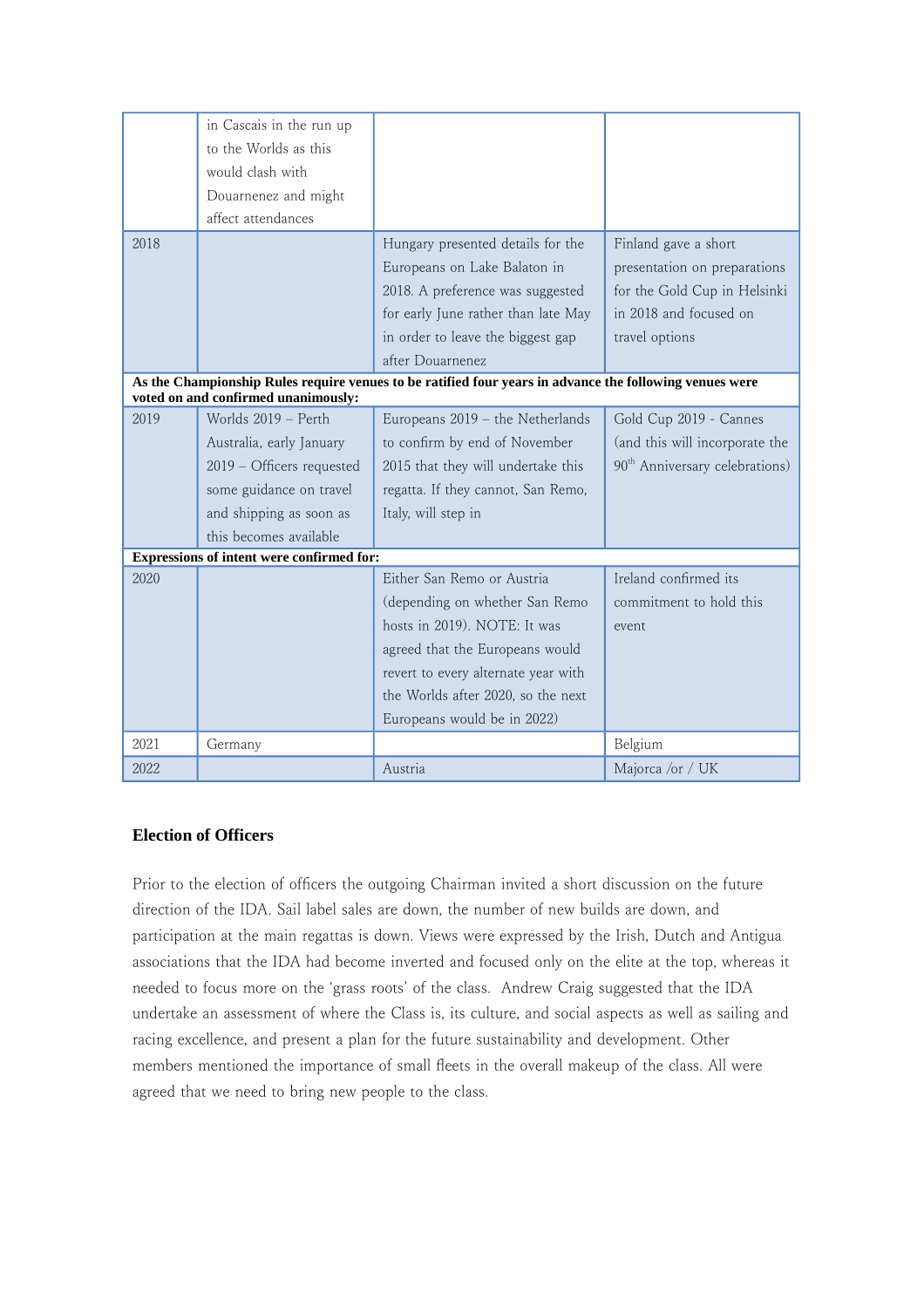| | | | |
|---|---|---|---|
| | in Cascais in the run up to the Worlds as this would clash with Douarnenez and might affect attendances | | |
| 2018 | | Hungary presented details for the Europeans on Lake Balaton in 2018. A preference was suggested for early June rather than late May in order to leave the biggest gap after Douarnenez | Finland gave a short presentation on preparations for the Gold Cup in Helsinki in 2018 and focused on travel options |
| **As the Championship Rules require venues to be ratified four years in advance the following venues were voted on and confirmed unanimously:** | | | |
| 2019 | Worlds 2019 – Perth Australia, early January 2019 – Officers requested some guidance on travel and shipping as soon as this becomes available | Europeans 2019 – the Netherlands to confirm by end of November 2015 that they will undertake this regatta. If they cannot, San Remo, Italy, will step in | Gold Cup 2019 - Cannes (and this will incorporate the 90th Anniversary celebrations) |
| **Expressions of intent were confirmed for:** | | | |
| 2020 | | Either San Remo or Austria (depending on whether San Remo hosts in 2019). NOTE: It was agreed that the Europeans would revert to every alternate year with the Worlds after 2020, so the next Europeans would be in 2022) | Ireland confirmed its commitment to hold this event |
| 2021 | Germany | | Belgium |
| 2022 | | Austria | Majorca /or / UK |

## Election of Officers

Prior to the election of officers the outgoing Chairman invited a short discussion on the future direction of the IDA. Sail label sales are down, the number of new builds are down, and participation at the main regattas is down. Views were expressed by the Irish, Dutch and Antigua associations that the IDA had become inverted and focused only on the elite at the top, whereas it needed to focus more on the 'grass roots' of the class. Andrew Craig suggested that the IDA undertake an assessment of where the Class is, its culture, and social aspects as well as sailing and racing excellence, and present a plan for the future sustainability and development. Other members mentioned the importance of small fleets in the overall makeup of the class. All were agreed that we need to bring new people to the class.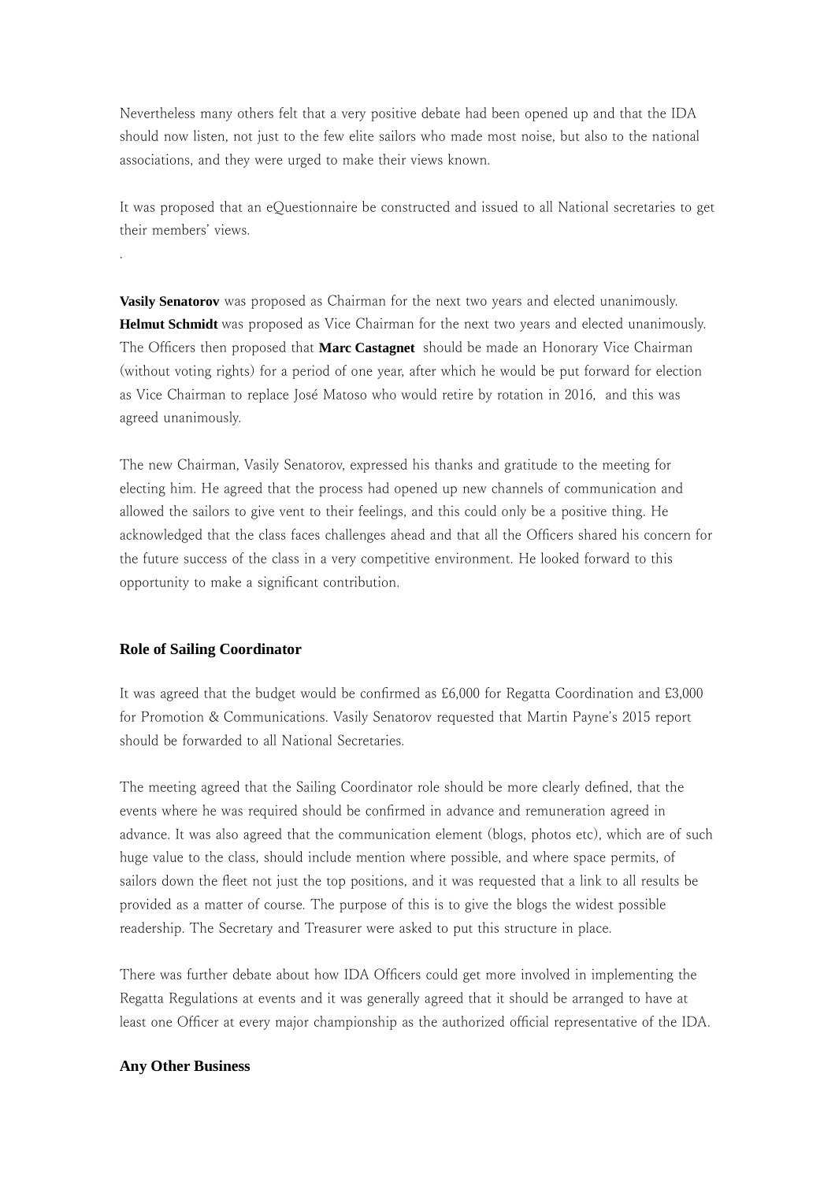Nevertheless many others felt that a very positive debate had been opened up and that the IDA should now listen, not just to the few elite sailors who made most noise, but also to the national associations, and they were urged to make their views known.

It was proposed that an eQuestionnaire be constructed and issued to all National secretaries to get their members' views.

.

**Vasily Senatorov** was proposed as Chairman for the next two years and elected unanimously. **Helmut Schmidt** was proposed as Vice Chairman for the next two years and elected unanimously. The Officers then proposed that **Marc Castagnet** should be made an Honorary Vice Chairman (without voting rights) for a period of one year, after which he would be put forward for election as Vice Chairman to replace José Matoso who would retire by rotation in 2016, and this was agreed unanimously.

The new Chairman, Vasily Senatorov, expressed his thanks and gratitude to the meeting for electing him. He agreed that the process had opened up new channels of communication and allowed the sailors to give vent to their feelings, and this could only be a positive thing. He acknowledged that the class faces challenges ahead and that all the Officers shared his concern for the future success of the class in a very competitive environment. He looked forward to this opportunity to make a significant contribution.

**Role of Sailing Coordinator**

It was agreed that the budget would be confirmed as £6,000 for Regatta Coordination and £3,000 for Promotion & Communications. Vasily Senatorov requested that Martin Payne's 2015 report should be forwarded to all National Secretaries.

The meeting agreed that the Sailing Coordinator role should be more clearly defined, that the events where he was required should be confirmed in advance and remuneration agreed in advance. It was also agreed that the communication element (blogs, photos etc), which are of such huge value to the class, should include mention where possible, and where space permits, of sailors down the fleet not just the top positions, and it was requested that a link to all results be provided as a matter of course. The purpose of this is to give the blogs the widest possible readership. The Secretary and Treasurer were asked to put this structure in place.

There was further debate about how IDA Officers could get more involved in implementing the Regatta Regulations at events and it was generally agreed that it should be arranged to have at least one Officer at every major championship as the authorized official representative of the IDA.

**Any Other Business**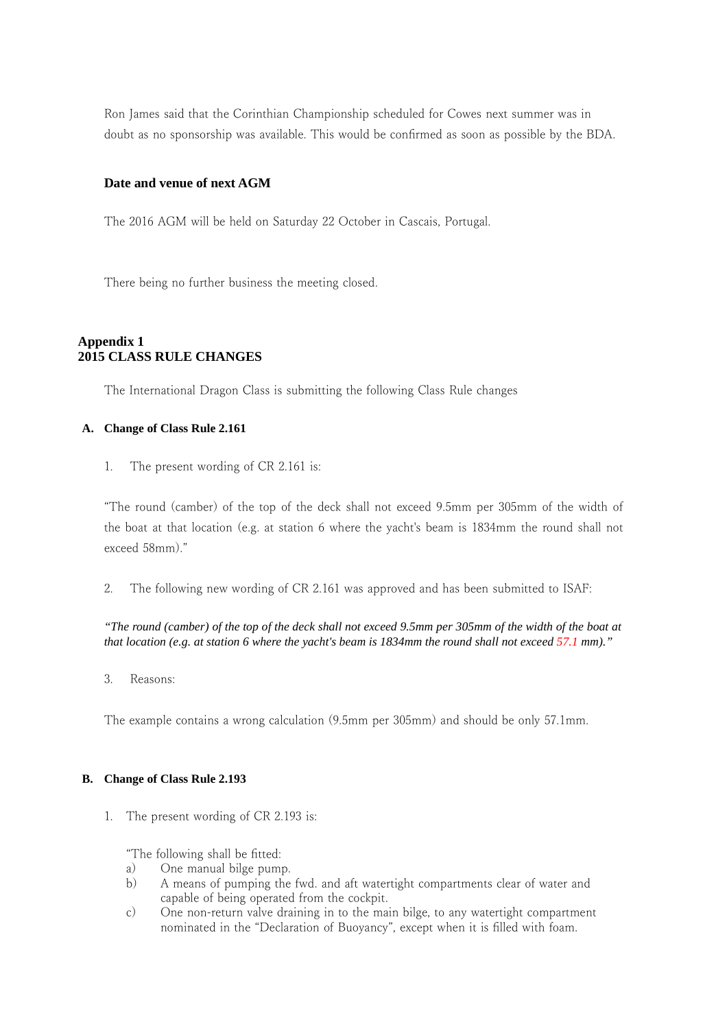Ron James said that the Corinthian Championship scheduled for Cowes next summer was in doubt as no sponsorship was available. This would be confirmed as soon as possible by the BDA.

### Date and venue of next AGM

The 2016 AGM will be held on Saturday 22 October in Cascais, Portugal.

There being no further business the meeting closed.

## Appendix 1
## 2015 CLASS RULE CHANGES

The International Dragon Class is submitting the following Class Rule changes

### A. Change of Class Rule 2.161

1. The present wording of CR 2.161 is:

"The round (camber) of the top of the deck shall not exceed 9.5mm per 305mm of the width of the boat at that location (e.g. at station 6 where the yacht's beam is 1834mm the round shall not exceed 58mm)."

2. The following new wording of CR 2.161 was approved and has been submitted to ISAF:

*"The round (camber) of the top of the deck shall not exceed 9.5mm per 305mm of the width of the boat at that location (e.g. at station 6 where the yacht's beam is 1834mm the round shall not exceed 57.1 mm)."*

3. Reasons:

The example contains a wrong calculation (9.5mm per 305mm) and should be only 57.1mm.

### B. Change of Class Rule 2.193

1. The present wording of CR 2.193 is:

"The following shall be fitted:

a) One manual bilge pump.
b) A means of pumping the fwd. and aft watertight compartments clear of water and capable of being operated from the cockpit.
c) One non-return valve draining in to the main bilge, to any watertight compartment nominated in the "Declaration of Buoyancy", except when it is filled with foam.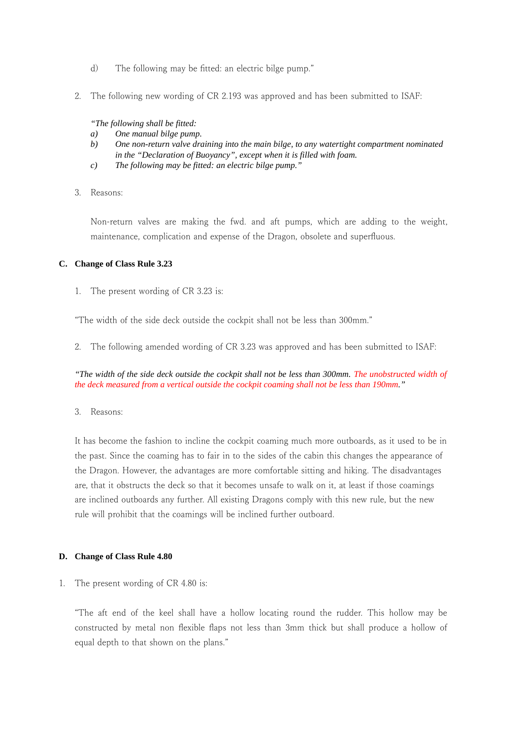d) The following may be fitted: an electric bilge pump."

2. The following new wording of CR 2.193 was approved and has been submitted to ISAF:

*"The following shall be fitted:*
*a) One manual bilge pump.*
*b) One non-return valve draining into the main bilge, to any watertight compartment nominated in the "Declaration of Buoyancy", except when it is filled with foam.*
*c) The following may be fitted: an electric bilge pump."*

3. Reasons:

Non-return valves are making the fwd. and aft pumps, which are adding to the weight, maintenance, complication and expense of the Dragon, obsolete and superfluous.

**C. Change of Class Rule 3.23**

1. The present wording of CR 3.23 is:

"The width of the side deck outside the cockpit shall not be less than 300mm."

2. The following amended wording of CR 3.23 was approved and has been submitted to ISAF:

*"The width of the side deck outside the cockpit shall not be less than 300mm. The unobstructed width of the deck measured from a vertical outside the cockpit coaming shall not be less than 190mm."*

3. Reasons:

It has become the fashion to incline the cockpit coaming much more outboards, as it used to be in the past. Since the coaming has to fair in to the sides of the cabin this changes the appearance of the Dragon. However, the advantages are more comfortable sitting and hiking. The disadvantages are, that it obstructs the deck so that it becomes unsafe to walk on it, at least if those coamings are inclined outboards any further. All existing Dragons comply with this new rule, but the new rule will prohibit that the coamings will be inclined further outboard.

**D. Change of Class Rule 4.80**

1. The present wording of CR 4.80 is:

"The aft end of the keel shall have a hollow locating round the rudder. This hollow may be constructed by metal non flexible flaps not less than 3mm thick but shall produce a hollow of equal depth to that shown on the plans."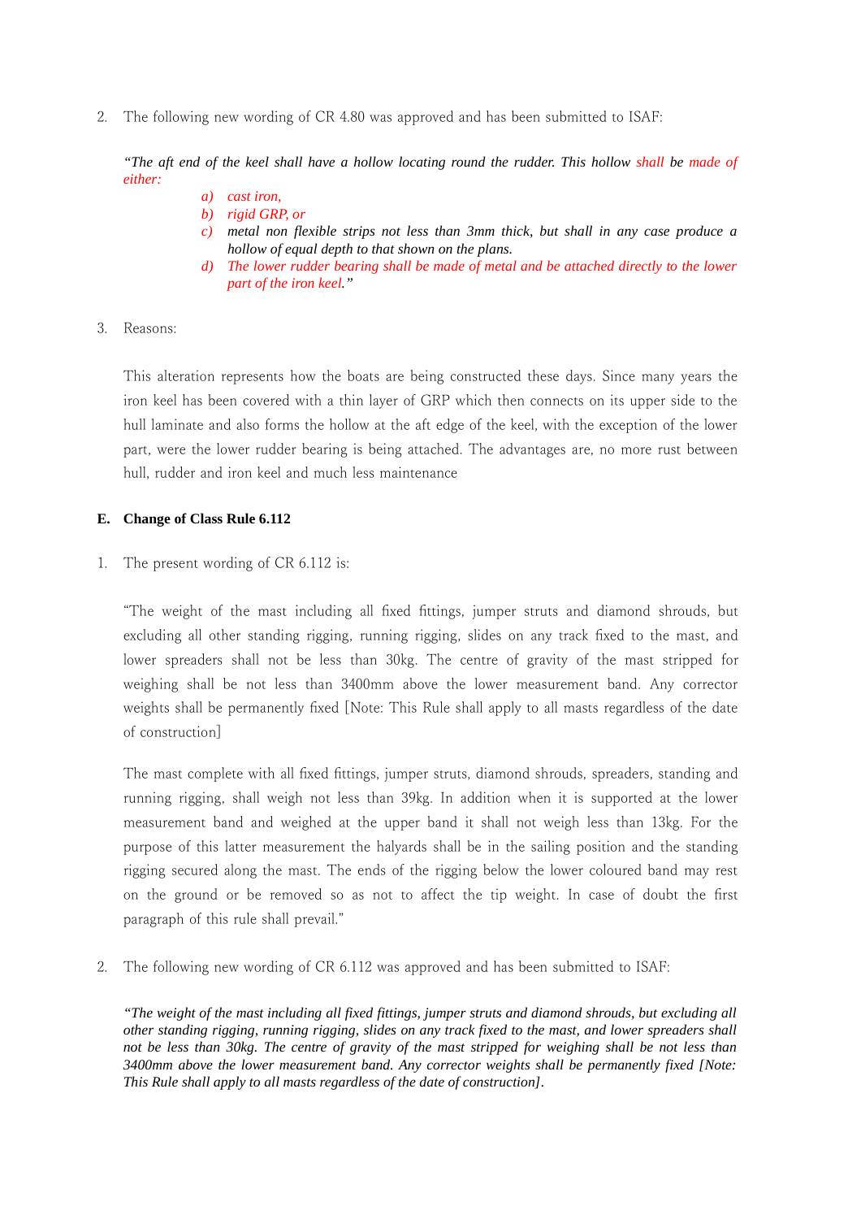2. The following new wording of CR 4.80 was approved and has been submitted to ISAF:

   *"The aft end of the keel shall have a hollow locating round the rudder. This hollow shall be made of either:*

   *a) cast iron,*
   *b) rigid GRP, or*
   *c) metal non flexible strips not less than 3mm thick, but shall in any case produce a hollow of equal depth to that shown on the plans.*
   *d) The lower rudder bearing shall be made of metal and be attached directly to the lower part of the iron keel."*

3. Reasons:

   This alteration represents how the boats are being constructed these days. Since many years the iron keel has been covered with a thin layer of GRP which then connects on its upper side to the hull laminate and also forms the hollow at the aft edge of the keel, with the exception of the lower part, were the lower rudder bearing is being attached. The advantages are, no more rust between hull, rudder and iron keel and much less maintenance

**E. Change of Class Rule 6.112**

1. The present wording of CR 6.112 is:

   "The weight of the mast including all fixed fittings, jumper struts and diamond shrouds, but excluding all other standing rigging, running rigging, slides on any track fixed to the mast, and lower spreaders shall not be less than 30kg. The centre of gravity of the mast stripped for weighing shall be not less than 3400mm above the lower measurement band. Any corrector weights shall be permanently fixed [Note: This Rule shall apply to all masts regardless of the date of construction]

   The mast complete with all fixed fittings, jumper struts, diamond shrouds, spreaders, standing and running rigging, shall weigh not less than 39kg. In addition when it is supported at the lower measurement band and weighed at the upper band it shall not weigh less than 13kg. For the purpose of this latter measurement the halyards shall be in the sailing position and the standing rigging secured along the mast. The ends of the rigging below the lower coloured band may rest on the ground or be removed so as not to affect the tip weight. In case of doubt the first paragraph of this rule shall prevail."

2. The following new wording of CR 6.112 was approved and has been submitted to ISAF:

   *"The weight of the mast including all fixed fittings, jumper struts and diamond shrouds, but excluding all other standing rigging, running rigging, slides on any track fixed to the mast, and lower spreaders shall not be less than 30kg. The centre of gravity of the mast stripped for weighing shall be not less than 3400mm above the lower measurement band. Any corrector weights shall be permanently fixed [Note: This Rule shall apply to all masts regardless of the date of construction].*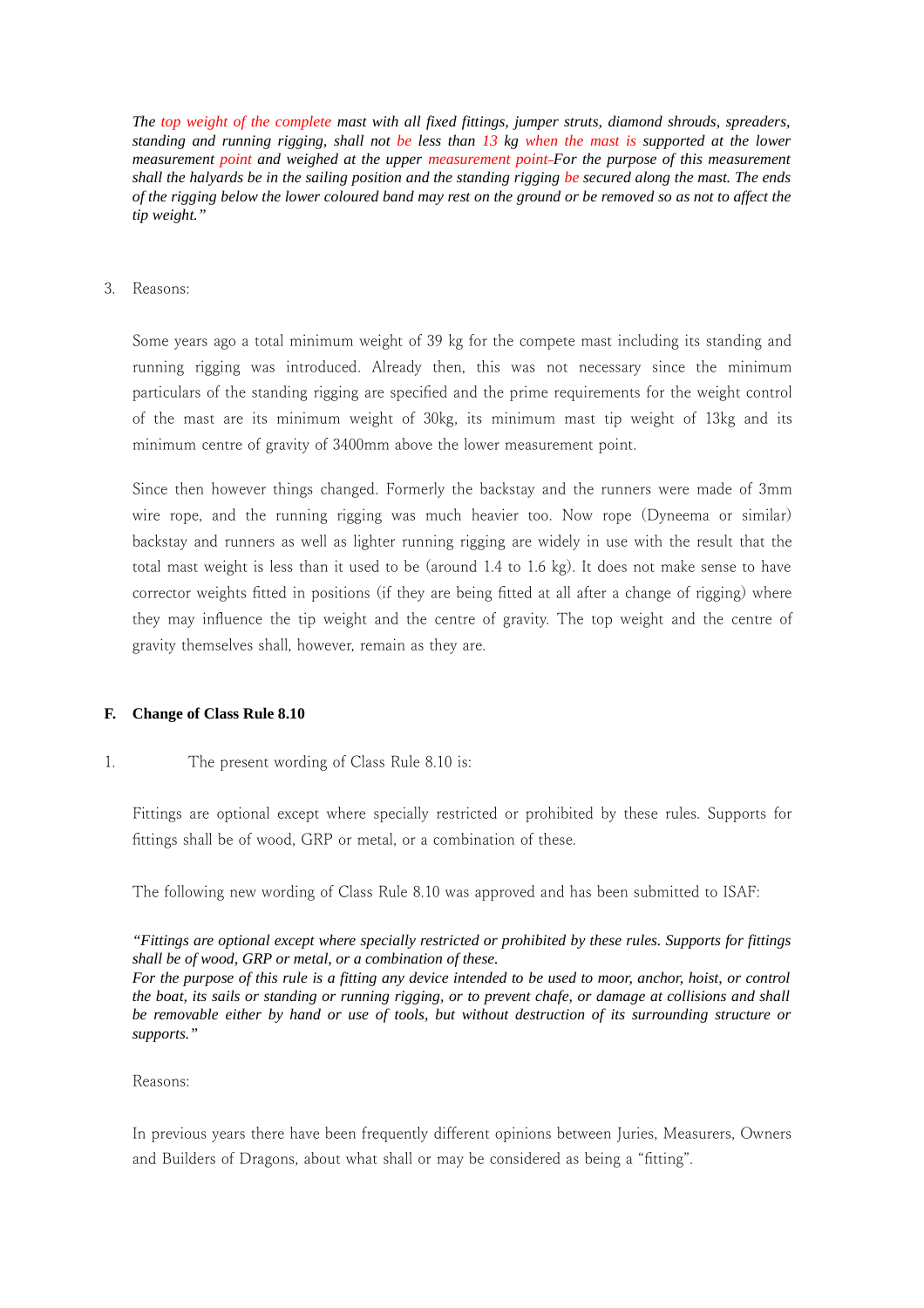*"The top weight of the complete mast with all fixed fittings, jumper struts, diamond shrouds, spreaders, standing and running rigging, shall not be less than 13 kg when the mast is supported at the lower measurement point and weighed at the upper measurement point. For the purpose of this measurement shall the halyards be in the sailing position and the standing rigging be secured along the mast. The ends of the rigging below the lower coloured band may rest on the ground or be removed so as not to affect the tip weight."*

3. Reasons:

Some years ago a total minimum weight of 39 kg for the compete mast including its standing and running rigging was introduced. Already then, this was not necessary since the minimum particulars of the standing rigging are specified and the prime requirements for the weight control of the mast are its minimum weight of 30kg, its minimum mast tip weight of 13kg and its minimum centre of gravity of 3400mm above the lower measurement point.

Since then however things changed. Formerly the backstay and the runners were made of 3mm wire rope, and the running rigging was much heavier too. Now rope (Dyneema or similar) backstay and runners as well as lighter running rigging are widely in use with the result that the total mast weight is less than it used to be (around 1.4 to 1.6 kg). It does not make sense to have corrector weights fitted in positions (if they are being fitted at all after a change of rigging) where they may influence the tip weight and the centre of gravity. The top weight and the centre of gravity themselves shall, however, remain as they are.

## F. Change of Class Rule 8.10

1. The present wording of Class Rule 8.10 is:

Fittings are optional except where specially restricted or prohibited by these rules. Supports for fittings shall be of wood, GRP or metal, or a combination of these.

The following new wording of Class Rule 8.10 was approved and has been submitted to ISAF:

*"Fittings are optional except where specially restricted or prohibited by these rules. Supports for fittings shall be of wood, GRP or metal, or a combination of these.*
*For the purpose of this rule is a fitting any device intended to be used to moor, anchor, hoist, or control the boat, its sails or standing or running rigging, or to prevent chafe, or damage at collisions and shall be removable either by hand or use of tools, but without destruction of its surrounding structure or supports."*

Reasons:

In previous years there have been frequently different opinions between Juries, Measurers, Owners and Builders of Dragons, about what shall or may be considered as being a "fitting".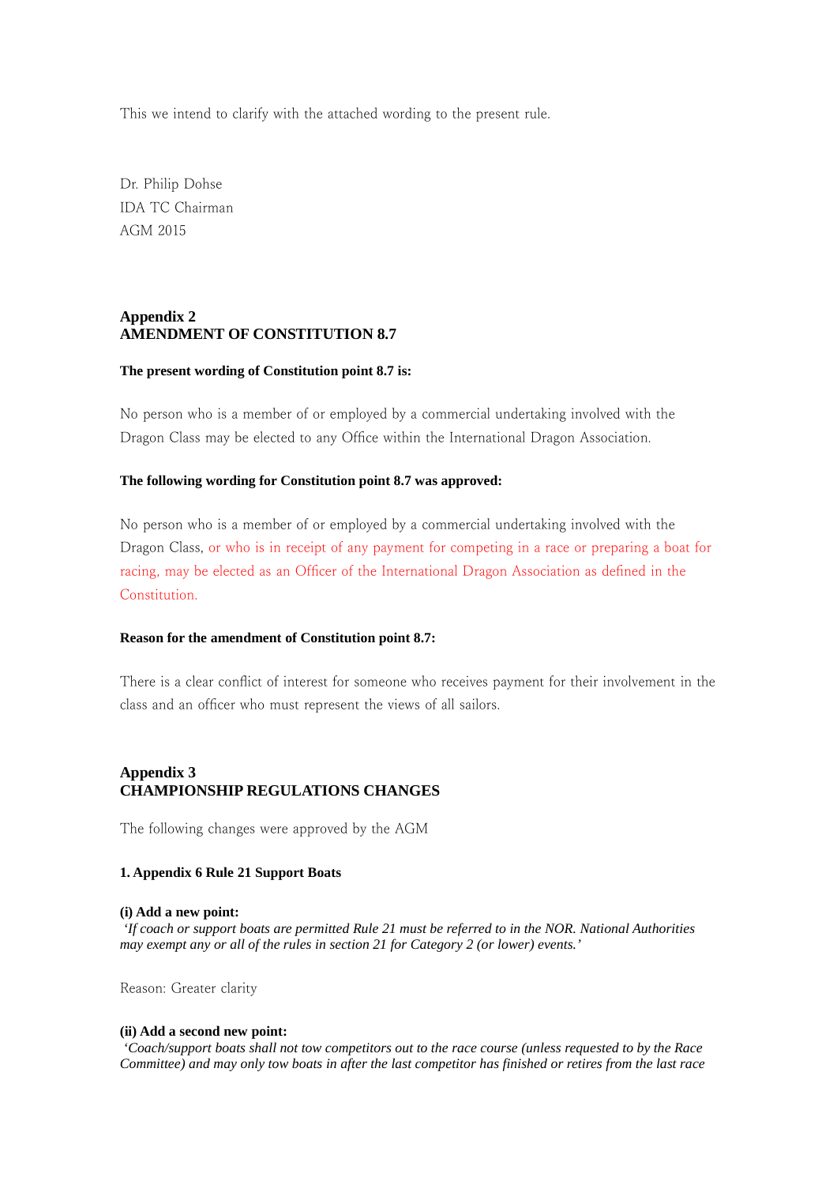This we intend to clarify with the attached wording to the present rule.

Dr. Philip Dohse
IDA TC Chairman
AGM 2015

## Appendix 2
## AMENDMENT OF CONSTITUTION 8.7

**The present wording of Constitution point 8.7 is:**

No person who is a member of or employed by a commercial undertaking involved with the Dragon Class may be elected to any Office within the International Dragon Association.

**The following wording for Constitution point 8.7 was approved:**

No person who is a member of or employed by a commercial undertaking involved with the Dragon Class, or who is in receipt of any payment for competing in a race or preparing a boat for racing, may be elected as an Officer of the International Dragon Association as defined in the Constitution.

**Reason for the amendment of Constitution point 8.7:**

There is a clear conflict of interest for someone who receives payment for their involvement in the class and an officer who must represent the views of all sailors.

## Appendix 3
## CHAMPIONSHIP REGULATIONS CHANGES

The following changes were approved by the AGM

**1. Appendix 6 Rule 21 Support Boats**

**(i) Add a new point:**
*'If coach or support boats are permitted Rule 21 must be referred to in the NOR. National Authorities may exempt any or all of the rules in section 21 for Category 2 (or lower) events.'*

Reason: Greater clarity

**(ii) Add a second new point:**
*'Coach/support boats shall not tow competitors out to the race course (unless requested to by the Race Committee) and may only tow boats in after the last competitor has finished or retires from the last race*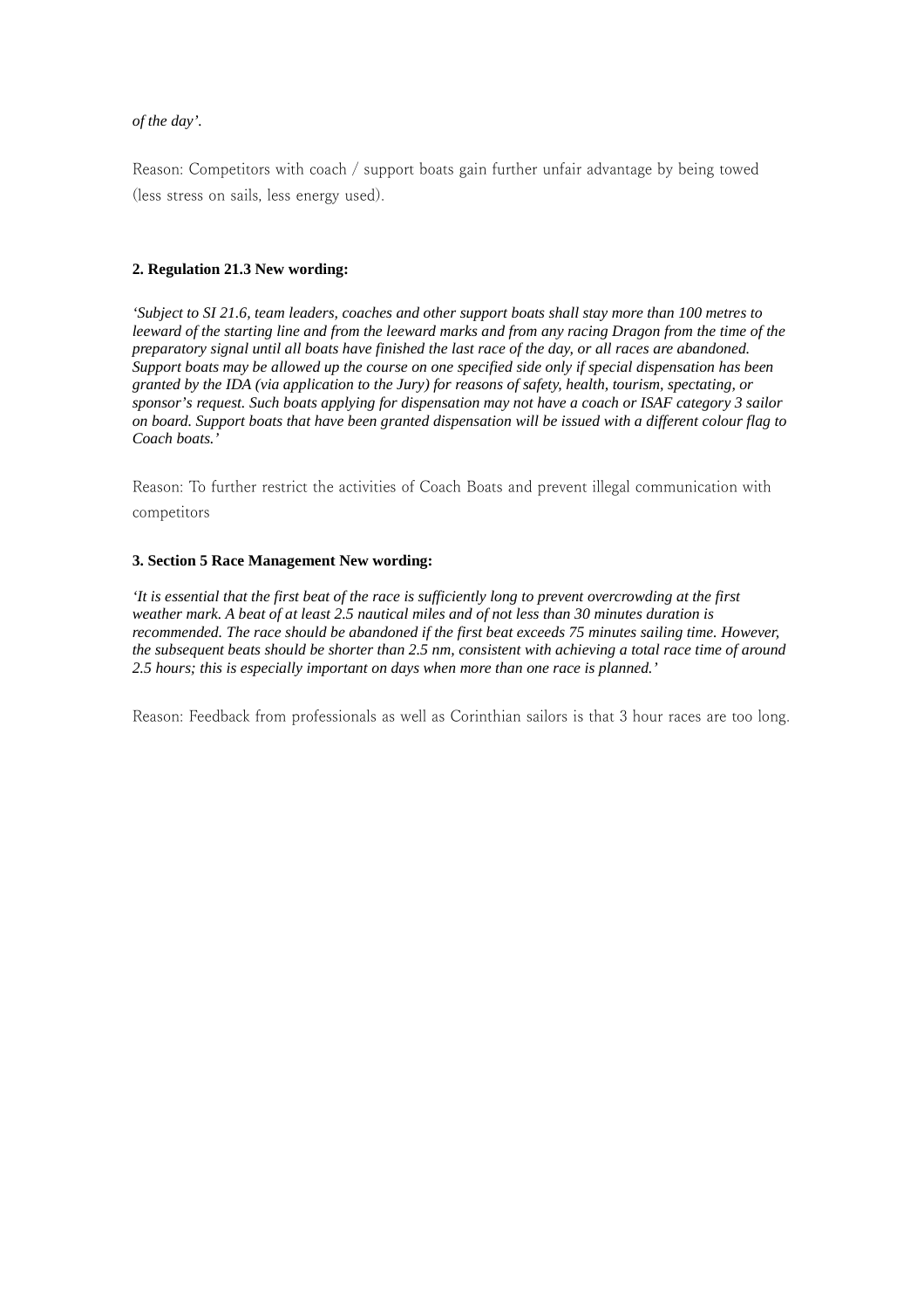*of the day'.*

Reason: Competitors with coach / support boats gain further unfair advantage by being towed (less stress on sails, less energy used).

**2. Regulation 21.3 New wording:**

*'Subject to SI 21.6, team leaders, coaches and other support boats shall stay more than 100 metres to leeward of the starting line and from the leeward marks and from any racing Dragon from the time of the preparatory signal until all boats have finished the last race of the day, or all races are abandoned. Support boats may be allowed up the course on one specified side only if special dispensation has been granted by the IDA (via application to the Jury) for reasons of safety, health, tourism, spectating, or sponsor's request. Such boats applying for dispensation may not have a coach or ISAF category 3 sailor on board. Support boats that have been granted dispensation will be issued with a different colour flag to Coach boats.'*

Reason: To further restrict the activities of Coach Boats and prevent illegal communication with competitors

**3. Section 5 Race Management New wording:**

*'It is essential that the first beat of the race is sufficiently long to prevent overcrowding at the first weather mark. A beat of at least 2.5 nautical miles and of not less than 30 minutes duration is recommended. The race should be abandoned if the first beat exceeds 75 minutes sailing time. However, the subsequent beats should be shorter than 2.5 nm, consistent with achieving a total race time of around 2.5 hours; this is especially important on days when more than one race is planned.'*

Reason: Feedback from professionals as well as Corinthian sailors is that 3 hour races are too long.